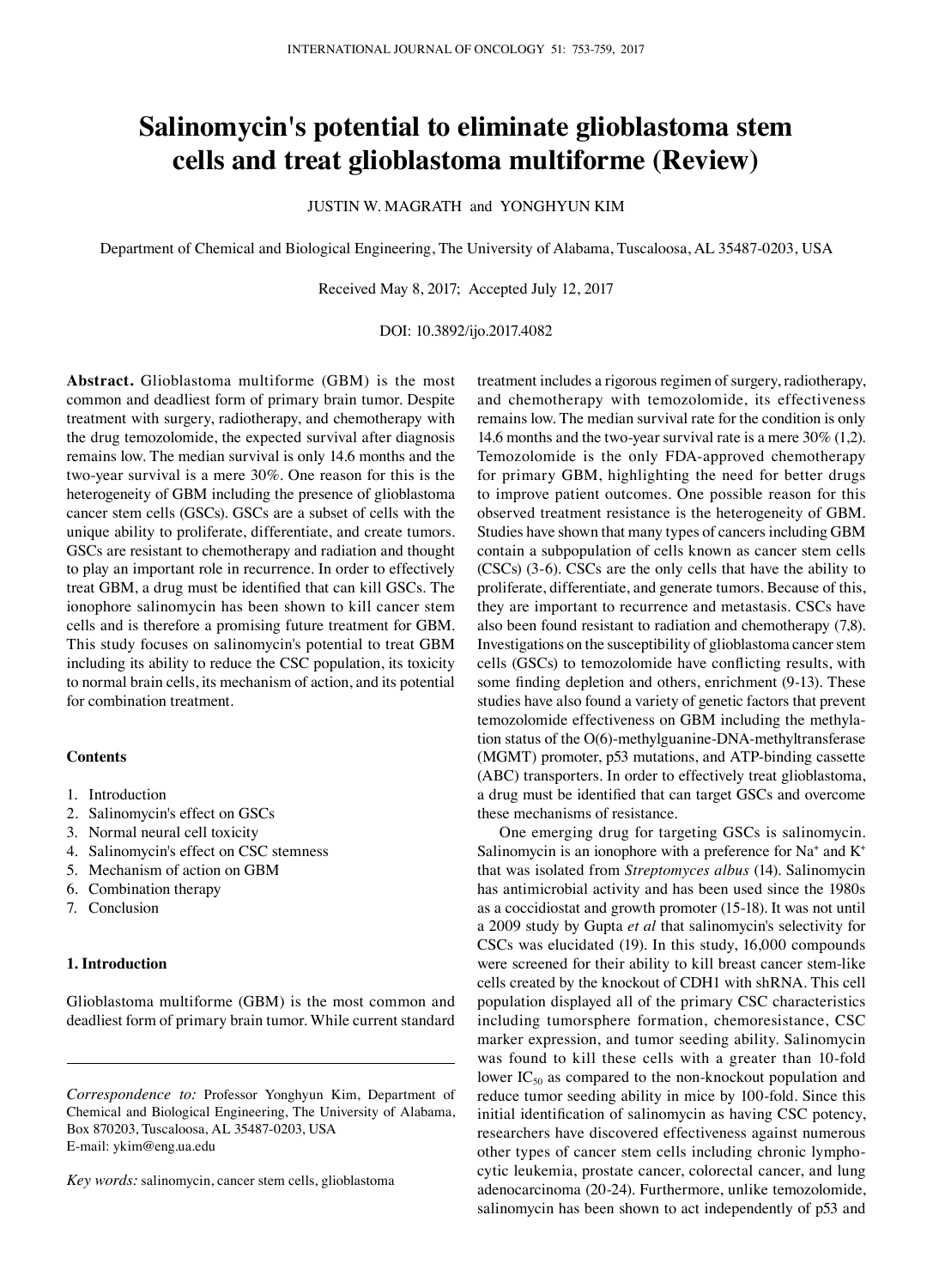# Salinomycin's potential to eliminate glioblastoma stem cells and treat glioblastoma multiforme (Review)

JUSTIN W. MAGRATH and YONGHYUN KIM

Department of Chemical and Biological Engineering, The University of Alabama, Tuscaloosa, AL 35487-0203, USA

Received May 8, 2017; Accepted July 12, 2017

DOI: 10.3892/ijo.2017.4082

**Abstract.** Glioblastoma multiforme (GBM) is the most common and deadliest form of primary brain tumor. Despite treatment with surgery, radiotherapy, and chemotherapy with the drug temozolomide, the expected survival after diagnosis remains low. The median survival is only 14.6 months and the two-year survival is a mere 30%. One reason for this is the heterogeneity of GBM including the presence of glioblastoma cancer stem cells (GSCs). GSCs are a subset of cells with the unique ability to proliferate, differentiate, and create tumors. GSCs are resistant to chemotherapy and radiation and thought to play an important role in recurrence. In order to effectively treat GBM, a drug must be identified that can kill GSCs. The ionophore salinomycin has been shown to kill cancer stem cells and is therefore a promising future treatment for GBM. This study focuses on salinomycin's potential to treat GBM including its ability to reduce the CSC population, its toxicity to normal brain cells, its mechanism of action, and its potential for combination treatment.

**Contents**

1. Introduction
2. Salinomycin's effect on GSCs
3. Normal neural cell toxicity
4. Salinomycin's effect on CSC stemness
5. Mechanism of action on GBM
6. Combination therapy
7. Conclusion

## 1. Introduction

Glioblastoma multiforme (GBM) is the most common and deadliest form of primary brain tumor. While current standard treatment includes a rigorous regimen of surgery, radiotherapy, and chemotherapy with temozolomide, its effectiveness remains low. The median survival rate for the condition is only 14.6 months and the two-year survival rate is a mere 30% (1,2). Temozolomide is the only FDA-approved chemotherapy for primary GBM, highlighting the need for better drugs to improve patient outcomes. One possible reason for this observed treatment resistance is the heterogeneity of GBM. Studies have shown that many types of cancers including GBM contain a subpopulation of cells known as cancer stem cells (CSCs) (3-6). CSCs are the only cells that have the ability to proliferate, differentiate, and generate tumors. Because of this, they are important to recurrence and metastasis. CSCs have also been found resistant to radiation and chemotherapy (7,8). Investigations on the susceptibility of glioblastoma cancer stem cells (GSCs) to temozolomide have conflicting results, with some finding depletion and others, enrichment (9-13). These studies have also found a variety of genetic factors that prevent temozolomide effectiveness on GBM including the methylation status of the O(6)-methylguanine-DNA-methyltransferase (MGMT) promoter, p53 mutations, and ATP-binding cassette (ABC) transporters. In order to effectively treat glioblastoma, a drug must be identified that can target GSCs and overcome these mechanisms of resistance.

One emerging drug for targeting GSCs is salinomycin. Salinomycin is an ionophore with a preference for $Na^+$ and $K^+$ that was isolated from *Streptomyces albus* (14). Salinomycin has antimicrobial activity and has been used since the 1980s as a coccidiostat and growth promoter (15-18). It was not until a 2009 study by Gupta *et al* that salinomycin's selectivity for CSCs was elucidated (19). In this study, 16,000 compounds were screened for their ability to kill breast cancer stem-like cells created by the knockout of CDH1 with shRNA. This cell population displayed all of the primary CSC characteristics including tumorsphere formation, chemoresistance, CSC marker expression, and tumor seeding ability. Salinomycin was found to kill these cells with a greater than 10-fold lower $IC_{50}$ as compared to the non-knockout population and reduce tumor seeding ability in mice by 100-fold. Since this initial identification of salinomycin as having CSC potency, researchers have discovered effectiveness against numerous other types of cancer stem cells including chronic lymphocytic leukemia, prostate cancer, colorectal cancer, and lung adenocarcinoma (20-24). Furthermore, unlike temozolomide, salinomycin has been shown to act independently of p53 and

---

*Correspondence to:* Professor Yonghyun Kim, Department of Chemical and Biological Engineering, The University of Alabama, Box 870203, Tuscaloosa, AL 35487-0203, USA
E-mail: ykim@eng.ua.edu

*Key words:* salinomycin, cancer stem cells, glioblastoma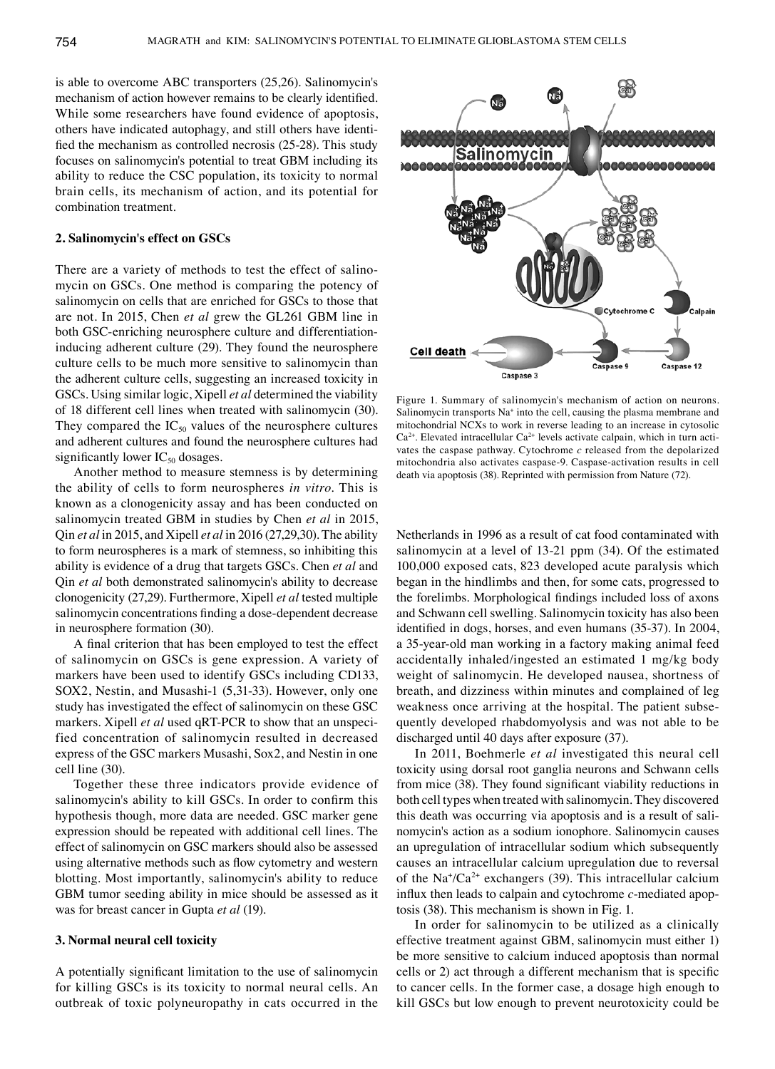is able to overcome ABC transporters (25,26). Salinomycin's mechanism of action however remains to be clearly identified. While some researchers have found evidence of apoptosis, others have indicated autophagy, and still others have identified the mechanism as controlled necrosis (25-28). This study focuses on salinomycin's potential to treat GBM including its ability to reduce the CSC population, its toxicity to normal brain cells, its mechanism of action, and its potential for combination treatment.

## 2. Salinomycin's effect on GSCs

There are a variety of methods to test the effect of salinomycin on GSCs. One method is comparing the potency of salinomycin on cells that are enriched for GSCs to those that are not. In 2015, Chen *et al* grew the GL261 GBM line in both GSC-enriching neurosphere culture and differentiation-inducing adherent culture (29). They found the neurosphere culture cells to be much more sensitive to salinomycin than the adherent culture cells, suggesting an increased toxicity in GSCs. Using similar logic, Xipell *et al* determined the viability of 18 different cell lines when treated with salinomycin (30). They compared the $IC_{50}$ values of the neurosphere cultures and adherent cultures and found the neurosphere cultures had significantly lower $IC_{50}$ dosages.

Another method to measure stemness is by determining the ability of cells to form neurospheres *in vitro*. This is known as a clonogenicity assay and has been conducted on salinomycin treated GBM in studies by Chen *et al* in 2015, Qin *et al* in 2015, and Xipell *et al* in 2016 (27,29,30). The ability to form neurospheres is a mark of stemness, so inhibiting this ability is evidence of a drug that targets GSCs. Chen *et al* and Qin *et al* both demonstrated salinomycin's ability to decrease clonogenicity (27,29). Furthermore, Xipell *et al* tested multiple salinomycin concentrations finding a dose-dependent decrease in neurosphere formation (30).

A final criterion that has been employed to test the effect of salinomycin on GSCs is gene expression. A variety of markers have been used to identify GSCs including CD133, SOX2, Nestin, and Musashi-1 (5,31-33). However, only one study has investigated the effect of salinomycin on these GSC markers. Xipell *et al* used qRT-PCR to show that an unspecified concentration of salinomycin resulted in decreased express of the GSC markers Musashi, Sox2, and Nestin in one cell line (30).

Together these three indicators provide evidence of salinomycin's ability to kill GSCs. In order to confirm this hypothesis though, more data are needed. GSC marker gene expression should be repeated with additional cell lines. The effect of salinomycin on GSC markers should also be assessed using alternative methods such as flow cytometry and western blotting. Most importantly, salinomycin's ability to reduce GBM tumor seeding ability in mice should be assessed as it was for breast cancer in Gupta *et al* (19).

## 3. Normal neural cell toxicity

A potentially significant limitation to the use of salinomycin for killing GSCs is its toxicity to normal neural cells. An outbreak of toxic polyneuropathy in cats occurred in the Netherlands in 1996 as a result of cat food contaminated with salinomycin at a level of 13-21 ppm (34). Of the estimated 100,000 exposed cats, 823 developed acute paralysis which began in the hindlimbs and then, for some cats, progressed to the forelimbs. Morphological findings included loss of axons and Schwann cell swelling. Salinomycin toxicity has also been identified in dogs, horses, and even humans (35-37). In 2004, a 35-year-old man working in a factory making animal feed accidentally inhaled/ingested an estimated 1 mg/kg body weight of salinomycin. He developed nausea, shortness of breath, and dizziness within minutes and complained of leg weakness once arriving at the hospital. The patient subsequently developed rhabdomyolysis and was not able to be discharged until 40 days after exposure (37).

In 2011, Boehmerle *et al* investigated this neural cell toxicity using dorsal root ganglia neurons and Schwann cells from mice (38). They found significant viability reductions in both cell types when treated with salinomycin. They discovered this death was occurring via apoptosis and is a result of salinomycin's action as a sodium ionophore. Salinomycin causes an upregulation of intracellular sodium which subsequently causes an intracellular calcium upregulation due to reversal of the $Na^+/Ca^{2+}$ exchangers (39). This intracellular calcium influx then leads to calpain and cytochrome *c*-mediated apoptosis (38). This mechanism is shown in Fig. 1.

Figure 1. Summary of salinomycin's mechanism of action on neurons. Salinomycin transports $Na^+$ into the cell, causing the plasma membrane and mitochondrial NCXs to work in reverse leading to an increase in cytosolic $Ca^{2+}$. Elevated intracellular $Ca^{2+}$ levels activate calpain, which in turn activates the caspase pathway. Cytochrome *c* released from the depolarized mitochondria also activates caspase-9. Caspase-activation results in cell death via apoptosis (38). Reprinted with permission from Nature (72).

In order for salinomycin to be utilized as a clinically effective treatment against GBM, salinomycin must either 1) be more sensitive to calcium induced apoptosis than normal cells or 2) act through a different mechanism that is specific to cancer cells. In the former case, a dosage high enough to kill GSCs but low enough to prevent neurotoxicity could be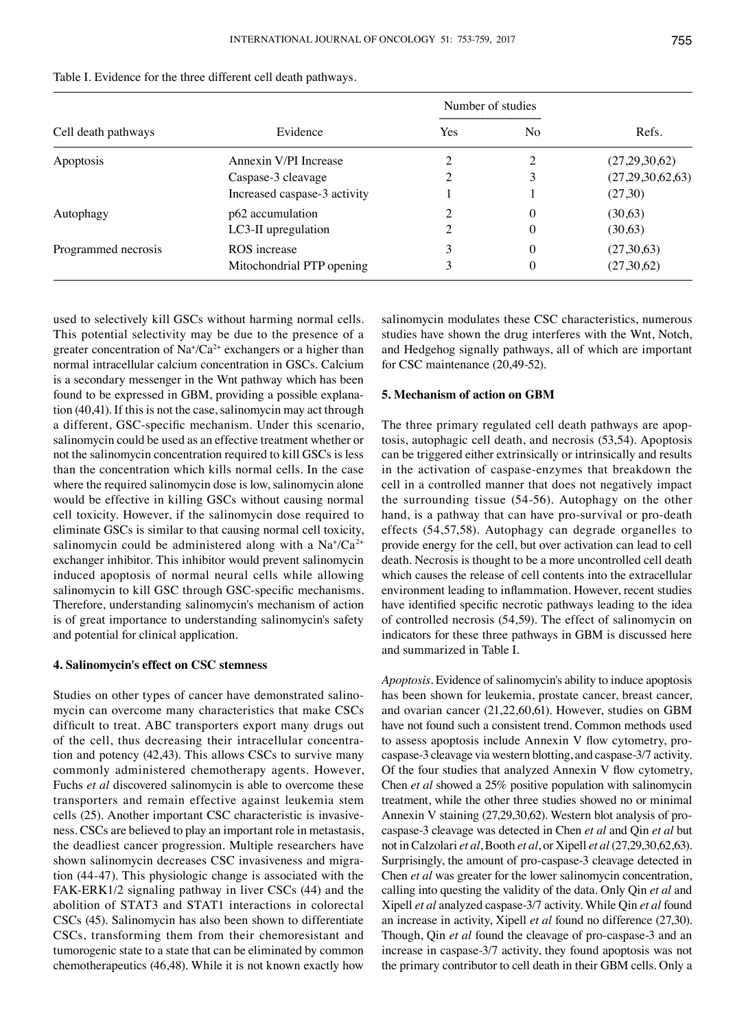Table I. Evidence for the three different cell death pathways.

| Cell death pathways | Evidence | Number of studies | | Refs. |
|---|---|---|---|---|
| | | Yes | No | |
| Apoptosis | Annexin V/PI Increase | 2 | 2 | (27,29,30,62) |
| | Caspase-3 cleavage | 2 | 3 | (27,29,30,62,63) |
| | Increased caspase-3 activity | 1 | 1 | (27,30) |
| Autophagy | p62 accumulation | 2 | 0 | (30,63) |
| | LC3-II upregulation | 2 | 0 | (30,63) |
| Programmed necrosis | ROS increase | 3 | 0 | (27,30,63) |
| | Mitochondrial PTP opening | 3 | 0 | (27,30,62) |

used to selectively kill GSCs without harming normal cells. This potential selectivity may be due to the presence of a greater concentration of $Na^+/Ca^{2+}$ exchangers or a higher than normal intracellular calcium concentration in GSCs. Calcium is a secondary messenger in the Wnt pathway which has been found to be expressed in GBM, providing a possible explanation (40,41). If this is not the case, salinomycin may act through a different, GSC-specific mechanism. Under this scenario, salinomycin could be used as an effective treatment whether or not the salinomycin concentration required to kill GSCs is less than the concentration which kills normal cells. In the case where the required salinomycin dose is low, salinomycin alone would be effective in killing GSCs without causing normal cell toxicity. However, if the salinomycin dose required to eliminate GSCs is similar to that causing normal cell toxicity, salinomycin could be administered along with a $Na^+/Ca^{2+}$ exchanger inhibitor. This inhibitor would prevent salinomycin induced apoptosis of normal neural cells while allowing salinomycin to kill GSC through GSC-specific mechanisms. Therefore, understanding salinomycin's mechanism of action is of great importance to understanding salinomycin's safety and potential for clinical application.

## 4. Salinomycin's effect on CSC stemness

Studies on other types of cancer have demonstrated salinomycin can overcome many characteristics that make CSCs difficult to treat. ABC transporters export many drugs out of the cell, thus decreasing their intracellular concentration and potency (42,43). This allows CSCs to survive many commonly administered chemotherapy agents. However, Fuchs *et al* discovered salinomycin is able to overcome these transporters and remain effective against leukemia stem cells (25). Another important CSC characteristic is invasiveness. CSCs are believed to play an important role in metastasis, the deadliest cancer progression. Multiple researchers have shown salinomycin decreases CSC invasiveness and migration (44-47). This physiologic change is associated with the FAK-ERK1/2 signaling pathway in liver CSCs (44) and the abolition of STAT3 and STAT1 interactions in colorectal CSCs (45). Salinomycin has also been shown to differentiate CSCs, transforming them from their chemoresistant and tumorogenic state to a state that can be eliminated by common chemotherapeutics (46,48). While it is not known exactly how salinomycin modulates these CSC characteristics, numerous studies have shown the drug interferes with the Wnt, Notch, and Hedgehog signally pathways, all of which are important for CSC maintenance (20,49-52).

## 5. Mechanism of action on GBM

The three primary regulated cell death pathways are apoptosis, autophagic cell death, and necrosis (53,54). Apoptosis can be triggered either extrinsically or intrinsically and results in the activation of caspase-enzymes that breakdown the cell in a controlled manner that does not negatively impact the surrounding tissue (54-56). Autophagy on the other hand, is a pathway that can have pro-survival or pro-death effects (54,57,58). Autophagy can degrade organelles to provide energy for the cell, but over activation can lead to cell death. Necrosis is thought to be a more uncontrolled cell death which causes the release of cell contents into the extracellular environment leading to inflammation. However, recent studies have identified specific necrotic pathways leading to the idea of controlled necrosis (54,59). The effect of salinomycin on indicators for these three pathways in GBM is discussed here and summarized in Table I.

*Apoptosis*. Evidence of salinomycin's ability to induce apoptosis has been shown for leukemia, prostate cancer, breast cancer, and ovarian cancer (21,22,60,61). However, studies on GBM have not found such a consistent trend. Common methods used to assess apoptosis include Annexin V flow cytometry, pro-caspase-3 cleavage via western blotting, and caspase-3/7 activity. Of the four studies that analyzed Annexin V flow cytometry, Chen *et al* showed a 25% positive population with salinomycin treatment, while the other three studies showed no or minimal Annexin V staining (27,29,30,62). Western blot analysis of pro-caspase-3 cleavage was detected in Chen *et al* and Qin *et al* but not in Calzolari *et al*, Booth *et al*, or Xipell *et al* (27,29,30,62,63). Surprisingly, the amount of pro-caspase-3 cleavage detected in Chen *et al* was greater for the lower salinomycin concentration, calling into questing the validity of the data. Only Qin *et al* and Xipell *et al* analyzed caspase-3/7 activity. While Qin *et al* found an increase in activity, Xipell *et al* found no difference (27,30). Though, Qin *et al* found the cleavage of pro-caspase-3 and an increase in caspase-3/7 activity, they found apoptosis was not the primary contributor to cell death in their GBM cells. Only a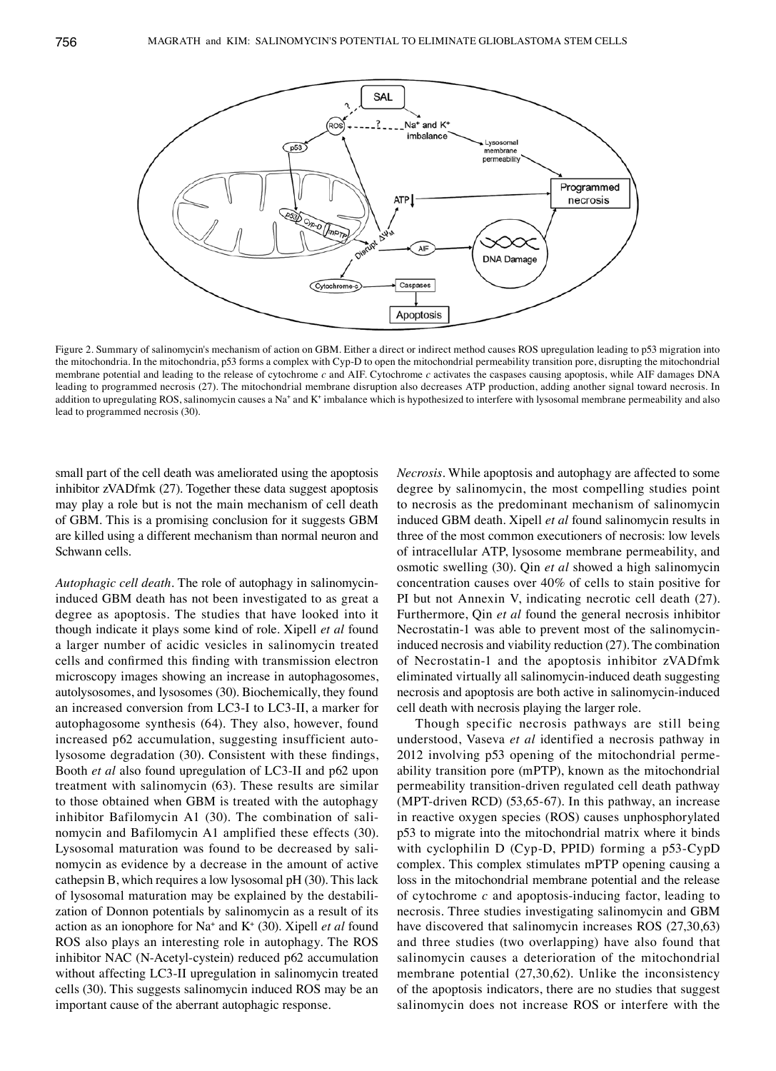Figure 2. Summary of salinomycin's mechanism of action on GBM. Either a direct or indirect method causes ROS upregulation leading to p53 migration into the mitochondria. In the mitochondria, p53 forms a complex with Cyp-D to open the mitochondrial permeability transition pore, disrupting the mitochondrial membrane potential and leading to the release of cytochrome *c* and AIF. Cytochrome *c* activates the caspases causing apoptosis, while AIF damages DNA leading to programmed necrosis (27). The mitochondrial membrane disruption also decreases ATP production, adding another signal toward necrosis. In addition to upregulating ROS, salinomycin causes a $Na^+$ and $K^+$ imbalance which is hypothesized to interfere with lysosomal membrane permeability and also lead to programmed necrosis (30).

small part of the cell death was ameliorated using the apoptosis inhibitor zVADfmk (27). Together these data suggest apoptosis may play a role but is not the main mechanism of cell death of GBM. This is a promising conclusion for it suggests GBM are killed using a different mechanism than normal neuron and Schwann cells.

*Autophagic cell death*. The role of autophagy in salinomycin-induced GBM death has not been investigated to as great a degree as apoptosis. The studies that have looked into it though indicate it plays some kind of role. Xipell *et al* found a larger number of acidic vesicles in salinomycin treated cells and confirmed this finding with transmission electron microscopy images showing an increase in autophagosomes, autolysosomes, and lysosomes (30). Biochemically, they found an increased conversion from LC3-I to LC3-II, a marker for autophagosome synthesis (64). They also, however, found increased p62 accumulation, suggesting insufficient autolysosome degradation (30). Consistent with these findings, Booth *et al* also found upregulation of LC3-II and p62 upon treatment with salinomycin (63). These results are similar to those obtained when GBM is treated with the autophagy inhibitor Bafilomycin A1 (30). The combination of salinomycin and Bafilomycin A1 amplified these effects (30). Lysosomal maturation was found to be decreased by salinomycin as evidence by a decrease in the amount of active cathepsin B, which requires a low lysosomal pH (30). This lack of lysosomal maturation may be explained by the destabilization of Donnon potentials by salinomycin as a result of its action as an ionophore for $Na^+$ and $K^+$ (30). Xipell *et al* found ROS also plays an interesting role in autophagy. The ROS inhibitor NAC (N-Acetyl-cystein) reduced p62 accumulation without affecting LC3-II upregulation in salinomycin treated cells (30). This suggests salinomycin induced ROS may be an important cause of the aberrant autophagic response.

*Necrosis*. While apoptosis and autophagy are affected to some degree by salinomycin, the most compelling studies point to necrosis as the predominant mechanism of salinomycin induced GBM death. Xipell *et al* found salinomycin results in three of the most common executioners of necrosis: low levels of intracellular ATP, lysosome membrane permeability, and osmotic swelling (30). Qin *et al* showed a high salinomycin concentration causes over 40% of cells to stain positive for PI but not Annexin V, indicating necrotic cell death (27). Furthermore, Qin *et al* found the general necrosis inhibitor Necrostatin-1 was able to prevent most of the salinomycin-induced necrosis and viability reduction (27). The combination of Necrostatin-1 and the apoptosis inhibitor zVADfmk eliminated virtually all salinomycin-induced death suggesting necrosis and apoptosis are both active in salinomycin-induced cell death with necrosis playing the larger role.

Though specific necrosis pathways are still being understood, Vaseva *et al* identified a necrosis pathway in 2012 involving p53 opening of the mitochondrial permeability transition pore (mPTP), known as the mitochondrial permeability transition-driven regulated cell death pathway (MPT-driven RCD) (53,65-67). In this pathway, an increase in reactive oxygen species (ROS) causes unphosphorylated p53 to migrate into the mitochondrial matrix where it binds with cyclophilin D (Cyp-D, PPID) forming a p53-CypD complex. This complex stimulates mPTP opening causing a loss in the mitochondrial membrane potential and the release of cytochrome *c* and apoptosis-inducing factor, leading to necrosis. Three studies investigating salinomycin and GBM have discovered that salinomycin increases ROS (27,30,63) and three studies (two overlapping) have also found that salinomycin causes a deterioration of the mitochondrial membrane potential (27,30,62). Unlike the inconsistency of the apoptosis indicators, there are no studies that suggest salinomycin does not increase ROS or interfere with the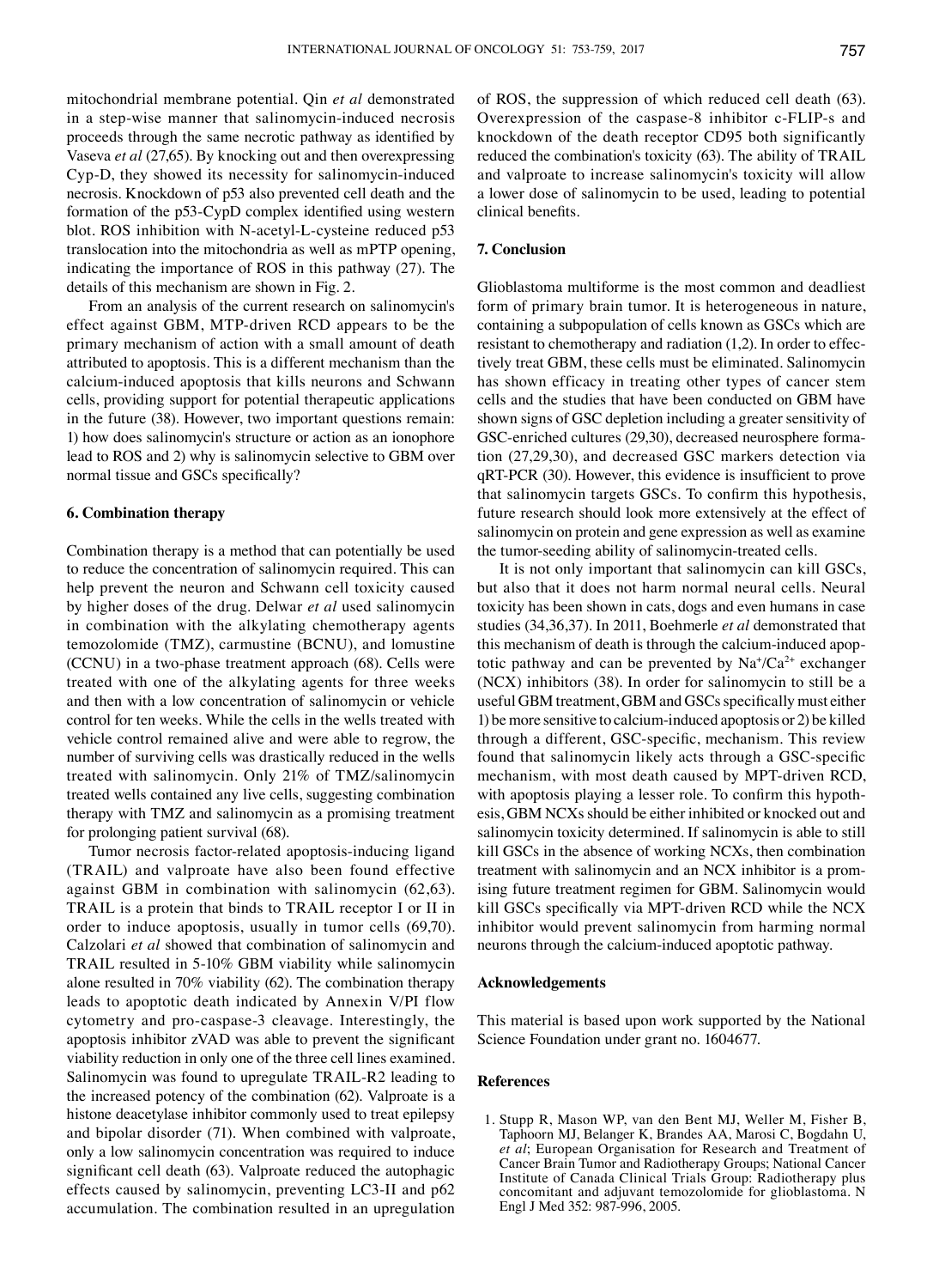mitochondrial membrane potential. Qin *et al* demonstrated in a step-wise manner that salinomycin-induced necrosis proceeds through the same necrotic pathway as identified by Vaseva *et al* (27,65). By knocking out and then overexpressing Cyp-D, they showed its necessity for salinomycin-induced necrosis. Knockdown of p53 also prevented cell death and the formation of the p53-CypD complex identified using western blot. ROS inhibition with N-acetyl-L-cysteine reduced p53 translocation into the mitochondria as well as mPTP opening, indicating the importance of ROS in this pathway (27). The details of this mechanism are shown in Fig. 2.

From an analysis of the current research on salinomycin's effect against GBM, MTP-driven RCD appears to be the primary mechanism of action with a small amount of death attributed to apoptosis. This is a different mechanism than the calcium-induced apoptosis that kills neurons and Schwann cells, providing support for potential therapeutic applications in the future (38). However, two important questions remain: 1) how does salinomycin's structure or action as an ionophore lead to ROS and 2) why is salinomycin selective to GBM over normal tissue and GSCs specifically?

## 6. Combination therapy

Combination therapy is a method that can potentially be used to reduce the concentration of salinomycin required. This can help prevent the neuron and Schwann cell toxicity caused by higher doses of the drug. Delwar *et al* used salinomycin in combination with the alkylating chemotherapy agents temozolomide (TMZ), carmustine (BCNU), and lomustine (CCNU) in a two-phase treatment approach (68). Cells were treated with one of the alkylating agents for three weeks and then with a low concentration of salinomycin or vehicle control for ten weeks. While the cells in the wells treated with vehicle control remained alive and were able to regrow, the number of surviving cells was drastically reduced in the wells treated with salinomycin. Only 21% of TMZ/salinomycin treated wells contained any live cells, suggesting combination therapy with TMZ and salinomycin as a promising treatment for prolonging patient survival (68).

Tumor necrosis factor-related apoptosis-inducing ligand (TRAIL) and valproate have also been found effective against GBM in combination with salinomycin (62,63). TRAIL is a protein that binds to TRAIL receptor I or II in order to induce apoptosis, usually in tumor cells (69,70). Calzolari *et al* showed that combination of salinomycin and TRAIL resulted in 5-10% GBM viability while salinomycin alone resulted in 70% viability (62). The combination therapy leads to apoptotic death indicated by Annexin V/PI flow cytometry and pro-caspase-3 cleavage. Interestingly, the apoptosis inhibitor zVAD was able to prevent the significant viability reduction in only one of the three cell lines examined. Salinomycin was found to upregulate TRAIL-R2 leading to the increased potency of the combination (62). Valproate is a histone deacetylase inhibitor commonly used to treat epilepsy and bipolar disorder (71). When combined with valproate, only a low salinomycin concentration was required to induce significant cell death (63). Valproate reduced the autophagic effects caused by salinomycin, preventing LC3-II and p62 accumulation. The combination resulted in an upregulation of ROS, the suppression of which reduced cell death (63). Overexpression of the caspase-8 inhibitor c-FLIP-s and knockdown of the death receptor CD95 both significantly reduced the combination's toxicity (63). The ability of TRAIL and valproate to increase salinomycin's toxicity will allow a lower dose of salinomycin to be used, leading to potential clinical benefits.

## 7. Conclusion

Glioblastoma multiforme is the most common and deadliest form of primary brain tumor. It is heterogeneous in nature, containing a subpopulation of cells known as GSCs which are resistant to chemotherapy and radiation (1,2). In order to effectively treat GBM, these cells must be eliminated. Salinomycin has shown efficacy in treating other types of cancer stem cells and the studies that have been conducted on GBM have shown signs of GSC depletion including a greater sensitivity of GSC-enriched cultures (29,30), decreased neurosphere formation (27,29,30), and decreased GSC markers detection via qRT-PCR (30). However, this evidence is insufficient to prove that salinomycin targets GSCs. To confirm this hypothesis, future research should look more extensively at the effect of salinomycin on protein and gene expression as well as examine the tumor-seeding ability of salinomycin-treated cells.

It is not only important that salinomycin can kill GSCs, but also that it does not harm normal neural cells. Neural toxicity has been shown in cats, dogs and even humans in case studies (34,36,37). In 2011, Boehmerle *et al* demonstrated that this mechanism of death is through the calcium-induced apoptotic pathway and can be prevented by $Na^+/Ca^{2+}$ exchanger (NCX) inhibitors (38). In order for salinomycin to still be a useful GBM treatment, GBM and GSCs specifically must either 1) be more sensitive to calcium-induced apoptosis or 2) be killed through a different, GSC-specific, mechanism. This review found that salinomycin likely acts through a GSC-specific mechanism, with most death caused by MPT-driven RCD, with apoptosis playing a lesser role. To confirm this hypothesis, GBM NCXs should be either inhibited or knocked out and salinomycin toxicity determined. If salinomycin is able to still kill GSCs in the absence of working NCXs, then combination treatment with salinomycin and an NCX inhibitor is a promising future treatment regimen for GBM. Salinomycin would kill GSCs specifically via MPT-driven RCD while the NCX inhibitor would prevent salinomycin from harming normal neurons through the calcium-induced apoptotic pathway.

## Acknowledgements

This material is based upon work supported by the National Science Foundation under grant no. 1604677.

## References

1. Stupp R, Mason WP, van den Bent MJ, Weller M, Fisher B, Taphoorn MJ, Belanger K, Brandes AA, Marosi C, Bogdahn U, *et al*; European Organisation for Research and Treatment of Cancer Brain Tumor and Radiotherapy Groups; National Cancer Institute of Canada Clinical Trials Group: Radiotherapy plus concomitant and adjuvant temozolomide for glioblastoma. N Engl J Med 352: 987-996, 2005.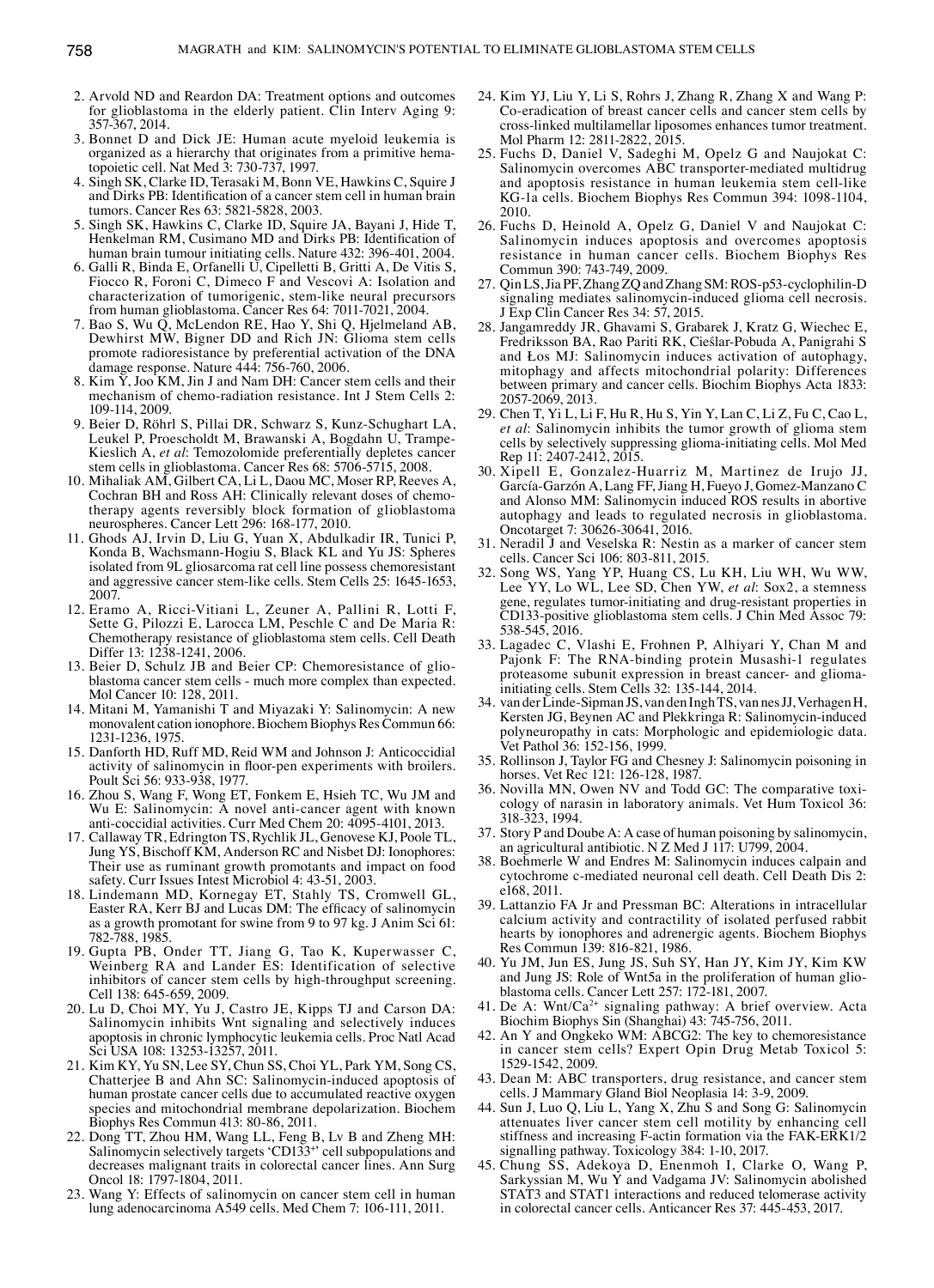2. Arvold ND and Reardon DA: Treatment options and outcomes for glioblastoma in the elderly patient. Clin Interv Aging 9: 357-367, 2014.
3. Bonnet D and Dick JE: Human acute myeloid leukemia is organized as a hierarchy that originates from a primitive hematopoietic cell. Nat Med 3: 730-737, 1997.
4. Singh SK, Clarke ID, Terasaki M, Bonn VE, Hawkins C, Squire J and Dirks PB: Identification of a cancer stem cell in human brain tumors. Cancer Res 63: 5821-5828, 2003.
5. Singh SK, Hawkins C, Clarke ID, Squire JA, Bayani J, Hide T, Henkelman RM, Cusimano MD and Dirks PB: Identification of human brain tumour initiating cells. Nature 432: 396-401, 2004.
6. Galli R, Binda E, Orfanelli U, Cipelletti B, Gritti A, De Vitis S, Fiocco R, Foroni C, Dimeco F and Vescovi A: Isolation and characterization of tumorigenic, stem-like neural precursors from human glioblastoma. Cancer Res 64: 7011-7021, 2004.
7. Bao S, Wu Q, McLendon RE, Hao Y, Shi Q, Hjelmeland AB, Dewhirst MW, Bigner DD and Rich JN: Glioma stem cells promote radioresistance by preferential activation of the DNA damage response. Nature 444: 756-760, 2006.
8. Kim Y, Joo KM, Jin J and Nam DH: Cancer stem cells and their mechanism of chemo-radiation resistance. Int J Stem Cells 2: 109-114, 2009.
9. Beier D, Röhrl S, Pillai DR, Schwarz S, Kunz-Schughart LA, Leukel P, Proescholdt M, Brawanski A, Bogdahn U, Trampe-Kieslich A, *et al*: Temozolomide preferentially depletes cancer stem cells in glioblastoma. Cancer Res 68: 5706-5715, 2008.
10. Mihaliak AM, Gilbert CA, Li L, Daou MC, Moser RP, Reeves A, Cochran BH and Ross AH: Clinically relevant doses of chemotherapy agents reversibly block formation of glioblastoma neurospheres. Cancer Lett 296: 168-177, 2010.
11. Ghods AJ, Irvin D, Liu G, Yuan X, Abdulkadir IR, Tunici P, Konda B, Wachsmann-Hogiu S, Black KL and Yu JS: Spheres isolated from 9L gliosarcoma rat cell line possess chemoresistant and aggressive cancer stem-like cells. Stem Cells 25: 1645-1653, 2007.
12. Eramo A, Ricci-Vitiani L, Zeuner A, Pallini R, Lotti F, Sette G, Pilozzi E, Larocca LM, Peschle C and De Maria R: Chemotherapy resistance of glioblastoma stem cells. Cell Death Differ 13: 1238-1241, 2006.
13. Beier D, Schulz JB and Beier CP: Chemoresistance of glioblastoma cancer stem cells - much more complex than expected. Mol Cancer 10: 128, 2011.
14. Mitani M, Yamanishi T and Miyazaki Y: Salinomycin: A new monovalent cation ionophore. Biochem Biophys Res Commun 66: 1231-1236, 1975.
15. Danforth HD, Ruff MD, Reid WM and Johnson J: Anticoccidial activity of salinomycin in floor-pen experiments with broilers. Poult Sci 56: 933-938, 1977.
16. Zhou S, Wang F, Wong ET, Fonkem E, Hsieh TC, Wu JM and Wu E: Salinomycin: A novel anti-cancer agent with known anti-coccidial activities. Curr Med Chem 20: 4095-4101, 2013.
17. Callaway TR, Edrington TS, Rychlik JL, Genovese KJ, Poole TL, Jung YS, Bischoff KM, Anderson RC and Nisbet DJ: Ionophores: Their use as ruminant growth promotants and impact on food safety. Curr Issues Intest Microbiol 4: 43-51, 2003.
18. Lindemann MD, Kornegay ET, Stahly TS, Cromwell GL, Easter RA, Kerr BJ and Lucas DM: The efficacy of salinomycin as a growth promotant for swine from 9 to 97 kg. J Anim Sci 61: 782-788, 1985.
19. Gupta PB, Onder TT, Jiang G, Tao K, Kuperwasser C, Weinberg RA and Lander ES: Identification of selective inhibitors of cancer stem cells by high-throughput screening. Cell 138: 645-659, 2009.
20. Lu D, Choi MY, Yu J, Castro JE, Kipps TJ and Carson DA: Salinomycin inhibits Wnt signaling and selectively induces apoptosis in chronic lymphocytic leukemia cells. Proc Natl Acad Sci USA 108: 13253-13257, 2011.
21. Kim KY, Yu SN, Lee SY, Chun SS, Choi YL, Park YM, Song CS, Chatterjee B and Ahn SC: Salinomycin-induced apoptosis of human prostate cancer cells due to accumulated reactive oxygen species and mitochondrial membrane depolarization. Biochem Biophys Res Commun 413: 80-86, 2011.
22. Dong TT, Zhou HM, Wang LL, Feng B, Lv B and Zheng MH: Salinomycin selectively targets 'CD133+' cell subpopulations and decreases malignant traits in colorectal cancer lines. Ann Surg Oncol 18: 1797-1804, 2011.
23. Wang Y: Effects of salinomycin on cancer stem cell in human lung adenocarcinoma A549 cells. Med Chem 7: 106-111, 2011.
24. Kim YJ, Liu Y, Li S, Rohrs J, Zhang R, Zhang X and Wang P: Co-eradication of breast cancer cells and cancer stem cells by cross-linked multilamellar liposomes enhances tumor treatment. Mol Pharm 12: 2811-2822, 2015.
25. Fuchs D, Daniel V, Sadeghi M, Opelz G and Naujokat C: Salinomycin overcomes ABC transporter-mediated multidrug and apoptosis resistance in human leukemia stem cell-like KG-1a cells. Biochem Biophys Res Commun 394: 1098-1104, 2010.
26. Fuchs D, Heinold A, Opelz G, Daniel V and Naujokat C: Salinomycin induces apoptosis and overcomes apoptosis resistance in human cancer cells. Biochem Biophys Res Commun 390: 743-749, 2009.
27. Qin LS, Jia PF, Zhang ZQ and Zhang SM: ROS-p53-cyclophilin-D signaling mediates salinomycin-induced glioma cell necrosis. J Exp Clin Cancer Res 34: 57, 2015.
28. Jangamreddy JR, Ghavami S, Grabarek J, Kratz G, Wiechec E, Fredriksson BA, Rao Pariti RK, Cieślar-Pobuda A, Panigrahi S and Łos MJ: Salinomycin induces activation of autophagy, mitophagy and affects mitochondrial polarity: Differences between primary and cancer cells. Biochim Biophys Acta 1833: 2057-2069, 2013.
29. Chen T, Yi L, Li F, Hu R, Hu S, Yin Y, Lan C, Li Z, Fu C, Cao L, *et al*: Salinomycin inhibits the tumor growth of glioma stem cells by selectively suppressing glioma-initiating cells. Mol Med Rep 11: 2407-2412, 2015.
30. Xipell E, Gonzalez-Huarriz M, Martinez de Irujo JJ, García-Garzón A, Lang FF, Jiang H, Fueyo J, Gomez-Manzano C and Alonso MM: Salinomycin induced ROS results in abortive autophagy and leads to regulated necrosis in glioblastoma. Oncotarget 7: 30626-30641, 2016.
31. Neradil J and Veselska R: Nestin as a marker of cancer stem cells. Cancer Sci 106: 803-811, 2015.
32. Song WS, Yang YP, Huang CS, Lu KH, Liu WH, Wu WW, Lee YY, Lo WL, Lee SD, Chen YW, *et al*: Sox2, a stemness gene, regulates tumor-initiating and drug-resistant properties in CD133-positive glioblastoma stem cells. J Chin Med Assoc 79: 538-545, 2016.
33. Lagadec C, Vlashi E, Frohnen P, Alhiyari Y, Chan M and Pajonk F: The RNA-binding protein Musashi-1 regulates proteasome subunit expression in breast cancer- and glioma-initiating cells. Stem Cells 32: 135-144, 2014.
34. van der Linde-Sipman JS, van den Ingh TS, van nes JJ, Verhagen H, Kersten JG, Beynen AC and Plekkringa R: Salinomycin-induced polyneuropathy in cats: Morphologic and epidemiologic data. Vet Pathol 36: 152-156, 1999.
35. Rollinson J, Taylor FG and Chesney J: Salinomycin poisoning in horses. Vet Rec 121: 126-128, 1987.
36. Novilla MN, Owen NV and Todd GC: The comparative toxicology of narasin in laboratory animals. Vet Hum Toxicol 36: 318-323, 1994.
37. Story P and Doube A: A case of human poisoning by salinomycin, an agricultural antibiotic. N Z Med J 117: U799, 2004.
38. Boehmerle W and Endres M: Salinomycin induces calpain and cytochrome c-mediated neuronal cell death. Cell Death Dis 2: e168, 2011.
39. Lattanzio FA Jr and Pressman BC: Alterations in intracellular calcium activity and contractility of isolated perfused rabbit hearts by ionophores and adrenergic agents. Biochem Biophys Res Commun 139: 816-821, 1986.
40. Yu JM, Jun ES, Jung JS, Suh SY, Han JY, Kim JY, Kim KW and Jung JS: Role of Wnt5a in the proliferation of human glioblastoma cells. Cancer Lett 257: 172-181, 2007.
41. De A: Wnt/$Ca^{2+}$ signaling pathway: A brief overview. Acta Biochim Biophys Sin (Shanghai) 43: 745-756, 2011.
42. An Y and Ongkeko WM: ABCG2: The key to chemoresistance in cancer stem cells? Expert Opin Drug Metab Toxicol 5: 1529-1542, 2009.
43. Dean M: ABC transporters, drug resistance, and cancer stem cells. J Mammary Gland Biol Neoplasia 14: 3-9, 2009.
44. Sun J, Luo Q, Liu L, Yang X, Zhu S and Song G: Salinomycin attenuates liver cancer stem cell motility by enhancing cell stiffness and increasing F-actin formation via the FAK-ERK1/2 signalling pathway. Toxicology 384: 1-10, 2017.
45. Chung SS, Adekoya D, Enenmoh I, Clarke O, Wang P, Sarkyssian M, Wu Y and Vadgama JV: Salinomycin abolished STAT3 and STAT1 interactions and reduced telomerase activity in colorectal cancer cells. Anticancer Res 37: 445-453, 2017.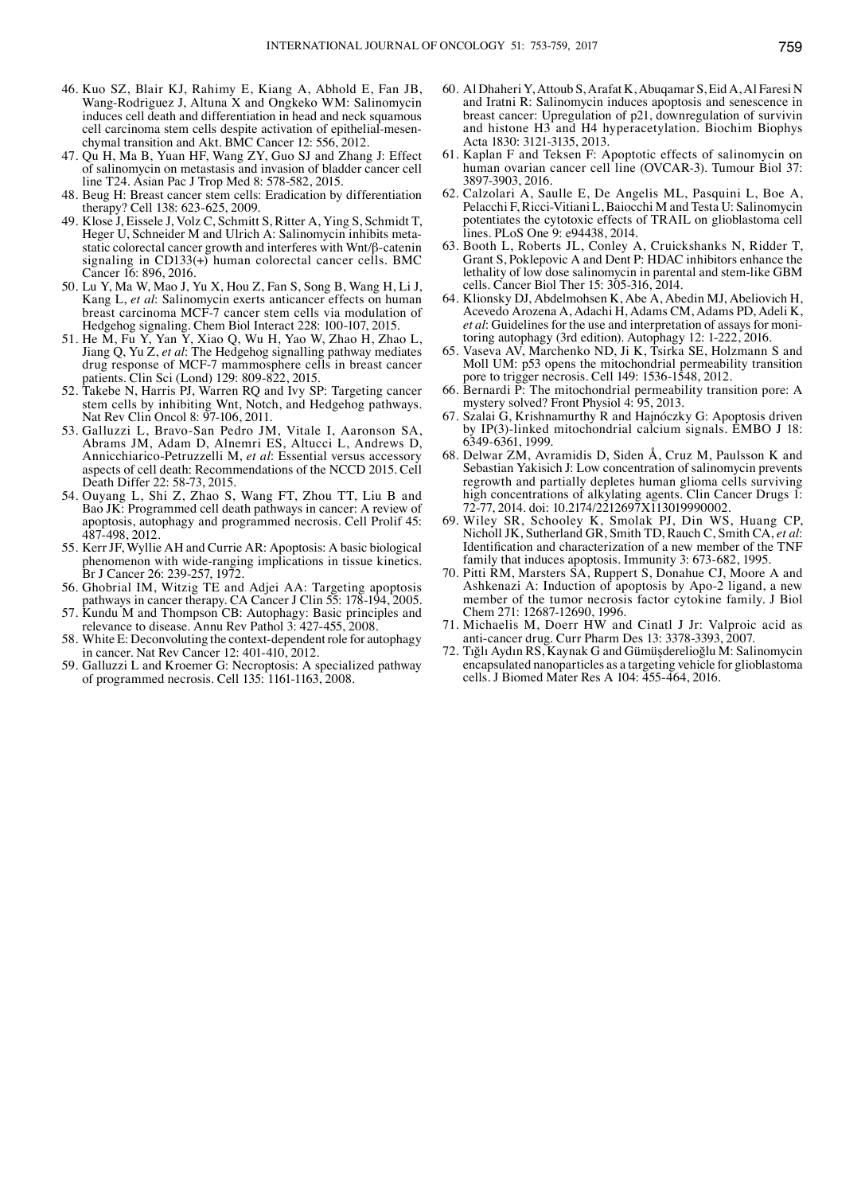46. Kuo SZ, Blair KJ, Rahimy E, Kiang A, Abhold E, Fan JB, Wang-Rodriguez J, Altuna X and Ongkeko WM: Salinomycin induces cell death and differentiation in head and neck squamous cell carcinoma stem cells despite activation of epithelial-mesenchymal transition and Akt. BMC Cancer 12: 556, 2012.
47. Qu H, Ma B, Yuan HF, Wang ZY, Guo SJ and Zhang J: Effect of salinomycin on metastasis and invasion of bladder cancer cell line T24. Asian Pac J Trop Med 8: 578-582, 2015.
48. Beug H: Breast cancer stem cells: Eradication by differentiation therapy? Cell 138: 623-625, 2009.
49. Klose J, Eissele J, Volz C, Schmitt S, Ritter A, Ying S, Schmidt T, Heger U, Schneider M and Ulrich A: Salinomycin inhibits metastatic colorectal cancer growth and interferes with Wnt/β-catenin signaling in CD133(+) human colorectal cancer cells. BMC Cancer 16: 896, 2016.
50. Lu Y, Ma W, Mao J, Yu X, Hou Z, Fan S, Song B, Wang H, Li J, Kang L, *et al*: Salinomycin exerts anticancer effects on human breast carcinoma MCF-7 cancer stem cells via modulation of Hedgehog signaling. Chem Biol Interact 228: 100-107, 2015.
51. He M, Fu Y, Yan Y, Xiao Q, Wu H, Yao W, Zhao H, Zhao L, Jiang Q, Yu Z, *et al*: The Hedgehog signalling pathway mediates drug response of MCF-7 mammosphere cells in breast cancer patients. Clin Sci (Lond) 129: 809-822, 2015.
52. Takebe N, Harris PJ, Warren RQ and Ivy SP: Targeting cancer stem cells by inhibiting Wnt, Notch, and Hedgehog pathways. Nat Rev Clin Oncol 8: 97-106, 2011.
53. Galluzzi L, Bravo-San Pedro JM, Vitale I, Aaronson SA, Abrams JM, Adam D, Alnemri ES, Altucci L, Andrews D, Annicchiarico-Petruzzelli M, *et al*: Essential versus accessory aspects of cell death: Recommendations of the NCCD 2015. Cell Death Differ 22: 58-73, 2015.
54. Ouyang L, Shi Z, Zhao S, Wang FT, Zhou TT, Liu B and Bao JK: Programmed cell death pathways in cancer: A review of apoptosis, autophagy and programmed necrosis. Cell Prolif 45: 487-498, 2012.
55. Kerr JF, Wyllie AH and Currie AR: Apoptosis: A basic biological phenomenon with wide-ranging implications in tissue kinetics. Br J Cancer 26: 239-257, 1972.
56. Ghobrial IM, Witzig TE and Adjei AA: Targeting apoptosis pathways in cancer therapy. CA Cancer J Clin 55: 178-194, 2005.
57. Kundu M and Thompson CB: Autophagy: Basic principles and relevance to disease. Annu Rev Pathol 3: 427-455, 2008.
58. White E: Deconvoluting the context-dependent role for autophagy in cancer. Nat Rev Cancer 12: 401-410, 2012.
59. Galluzzi L and Kroemer G: Necroptosis: A specialized pathway of programmed necrosis. Cell 135: 1161-1163, 2008.
60. Al Dhaheri Y, Attoub S, Arafat K, Abuqamar S, Eid A, Al Faresi N and Iratni R: Salinomycin induces apoptosis and senescence in breast cancer: Upregulation of p21, downregulation of survivin and histone H3 and H4 hyperacetylation. Biochim Biophys Acta 1830: 3121-3135, 2013.
61. Kaplan F and Teksen F: Apoptotic effects of salinomycin on human ovarian cancer cell line (OVCAR-3). Tumour Biol 37: 3897-3903, 2016.
62. Calzolari A, Saulle E, De Angelis ML, Pasquini L, Boe A, Pelacchi F, Ricci-Vitiani L, Baiocchi M and Testa U: Salinomycin potentiates the cytotoxic effects of TRAIL on glioblastoma cell lines. PLoS One 9: e94438, 2014.
63. Booth L, Roberts JL, Conley A, Cruickshanks N, Ridder T, Grant S, Poklepovic A and Dent P: HDAC inhibitors enhance the lethality of low dose salinomycin in parental and stem-like GBM cells. Cancer Biol Ther 15: 305-316, 2014.
64. Klionsky DJ, Abdelmohsen K, Abe A, Abedin MJ, Abeliovich H, Acevedo Arozena A, Adachi H, Adams CM, Adams PD, Adeli K, *et al*: Guidelines for the use and interpretation of assays for monitoring autophagy (3rd edition). Autophagy 12: 1-222, 2016.
65. Vaseva AV, Marchenko ND, Ji K, Tsirka SE, Holzmann S and Moll UM: p53 opens the mitochondrial permeability transition pore to trigger necrosis. Cell 149: 1536-1548, 2012.
66. Bernardi P: The mitochondrial permeability transition pore: A mystery solved? Front Physiol 4: 95, 2013.
67. Szalai G, Krishnamurthy R and Hajnóczky G: Apoptosis driven by IP(3)-linked mitochondrial calcium signals. EMBO J 18: 6349-6361, 1999.
68. Delwar ZM, Avramidis D, Siden Å, Cruz M, Paulsson K and Sebastian Yakisich J: Low concentration of salinomycin prevents regrowth and partially depletes human glioma cells surviving high concentrations of alkylating agents. Clin Cancer Drugs 1: 72-77, 2014. doi: 10.2174/2212697X113019990002.
69. Wiley SR, Schooley K, Smolak PJ, Din WS, Huang CP, Nicholl JK, Sutherland GR, Smith TD, Rauch C, Smith CA, *et al*: Identification and characterization of a new member of the TNF family that induces apoptosis. Immunity 3: 673-682, 1995.
70. Pitti RM, Marsters SA, Ruppert S, Donahue CJ, Moore A and Ashkenazi A: Induction of apoptosis by Apo-2 ligand, a new member of the tumor necrosis factor cytokine family. J Biol Chem 271: 12687-12690, 1996.
71. Michaelis M, Doerr HW and Cinatl J Jr: Valproic acid as anti-cancer drug. Curr Pharm Des 13: 3378-3393, 2007.
72. Tığlı Aydın RS, Kaynak G and Gümüşderelioğlu M: Salinomycin encapsulated nanoparticles as a targeting vehicle for glioblastoma cells. J Biomed Mater Res A 104: 455-464, 2016.